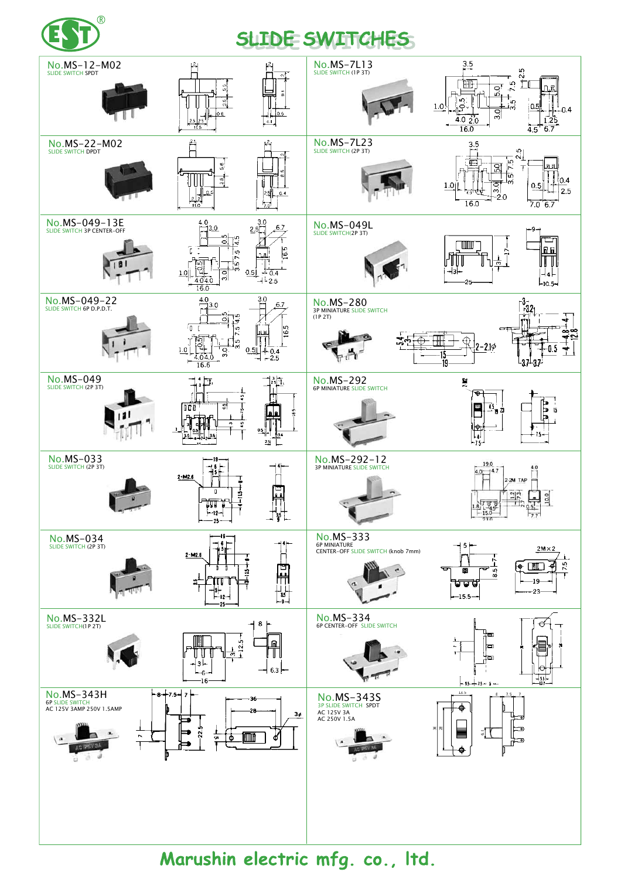# SLIDE SWITCHES

## No.MS-12-M02
SLIDE SWITCH SPDT

## No.MS-7L13
SLIDE SWITCH (1P 3T)

## No.MS-22-M02
SLIDE SWITCH DPDT

## No.MS-7L23
SLIDE SWITCH (2P 3T)

## No.MS-049-13E
SLIDE SWITCH 3P CENTER-OFF

## No.MS-049L
SLIDE SWITCH(2P 3T)

## No.MS-049-22
SLIDE SWITCH 6P D.P.D.T.

## No.MS-280
3P MINIATURE SLIDE SWITCH (1P 2T)

## No.MS-049
SLIDE SWITCH (2P 3T)

## No.MS-292
6P MINIATURE SLIDE SWITCH

## No.MS-033
SLIDE SWITCH (2P 3T)

## No.MS-292-12
3P MINIATURE SLIDE SWITCH

## No.MS-034
SLIDE SWITCH (2P 3T)

## No.MS-333
6P MINIATURE CENTER-OFF SLIDE SWITCH (knob 7mm)

## No.MS-332L
SLIDE SWITCH(1P 2T)

## No.MS-334
6P CENTER-OFF SLIDE SWITCH

## No.MS-343H
6P SLIDE SWITCH
AC 125V 3AMP 250V 1.5AMP

## No.MS-343S
3P SLIDE SWITCH SPDT
AC 125V 3A
AC 250V 1.5A

**Marushin electric mfg. co., ltd.**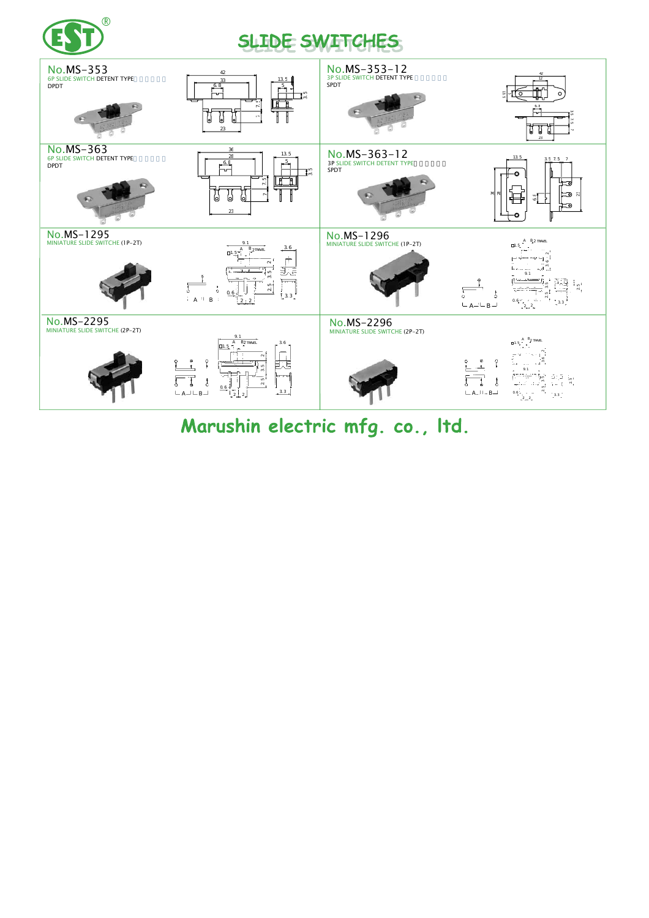# SLIDE SWITCHES

## No.MS-353

6P SLIDE SWITCH DETENT TYPE

DPDT

42
33
6.8
13.5
5
3.5
7.5
7
23

## No.MS-353-12

3P SLIDE SWITCH DETENT TYPE

SPDT

42
12
13.5
6.8
3.5
7.5
7
23

## No.MS-363

6P SLIDE SWITCH DETENT TYPE

DPDT

36
28
6.8
13.5
5
3.5
7.5
7
23

## No.MS-363-12

3P SLIDE SWITCH DETENT TYPE

SPDT

13.5
3.5 7.5 7
36
28
6.8
23

## No.MS-1295

MINIATURE SLIDE SWITCHE (1P-2T)

9.1
1.5
A B 2 TRAVEL
3.6
2
3.5
2.5
0.6
2 2
3.3
A B

## No.MS-1296

MINIATURE SLIDE SWITCHE (1P-2T)

A B 2 TRAVEL
1.5
2
3.6
9.1
3.5
2.5
0.6
2 2
3.3
A B

## No.MS-2295

MINIATURE SLIDE SWITCHE (2P-2T)

9.1
1.5
A B 2 TRAVEL
3.6
2
3.5
2.5
0.6
2 2
3.3
A B

## No.MS-2296

MINIATURE SLIDE SWITCHE (2P-2T)

A B 2 TRAVEL
1.5
2
3.6
9.1
3.5
2.5
0.6
2 2
3.3
A B

**Marushin electric mfg. co., ltd.**